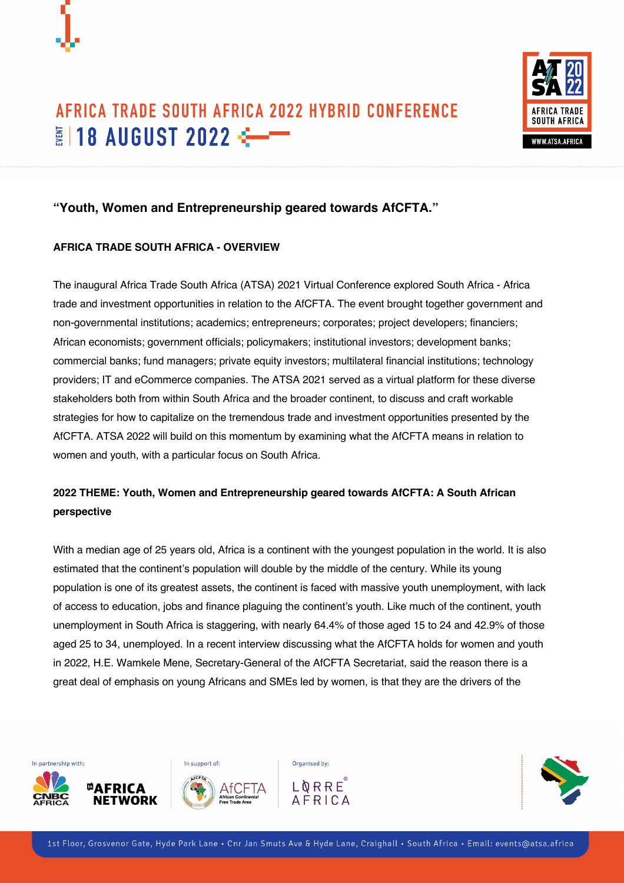# AFRICA TRADE SOUTH AFRICA 2022 HYBRID CONFERENCE

EVENT | 18 AUGUST 2022

**"Youth, Women and Entrepreneurship geared towards AfCFTA."**

**AFRICA TRADE SOUTH AFRICA - OVERVIEW**

The inaugural Africa Trade South Africa (ATSA) 2021 Virtual Conference explored South Africa - Africa trade and investment opportunities in relation to the AfCFTA. The event brought together government and non-governmental institutions; academics; entrepreneurs; corporates; project developers; financiers; African economists; government officials; policymakers; institutional investors; development banks; commercial banks; fund managers; private equity investors; multilateral financial institutions; technology providers; IT and eCommerce companies. The ATSA 2021 served as a virtual platform for these diverse stakeholders both from within South Africa and the broader continent, to discuss and craft workable strategies for how to capitalize on the tremendous trade and investment opportunities presented by the AfCFTA. ATSA 2022 will build on this momentum by examining what the AfCFTA means in relation to women and youth, with a particular focus on South Africa.

**2022 THEME: Youth, Women and Entrepreneurship geared towards AfCFTA: A South African perspective**

With a median age of 25 years old, Africa is a continent with the youngest population in the world. It is also estimated that the continent's population will double by the middle of the century. While its young population is one of its greatest assets, the continent is faced with massive youth unemployment, with lack of access to education, jobs and finance plaguing the continent's youth. Like much of the continent, youth unemployment in South Africa is staggering, with nearly 64.4% of those aged 15 to 24 and 42.9% of those aged 25 to 34, unemployed. In a recent interview discussing what the AfCFTA holds for women and youth in 2022, H.E. Wamkele Mene, Secretary-General of the AfCFTA Secretariat, said the reason there is a great deal of emphasis on young Africans and SMEs led by women, is that they are the drivers of the

In partnership with: CNBC AFRICA, AFRICA NETWORK | In support of: AfCFTA African Continental Free Trade Area | Organised by: LORRE AFRICA

1st Floor, Grosvenor Gate, Hyde Park Lane • Cnr Jan Smuts Ave & Hyde Lane, Craighall • South Africa • Email: events@atsa.africa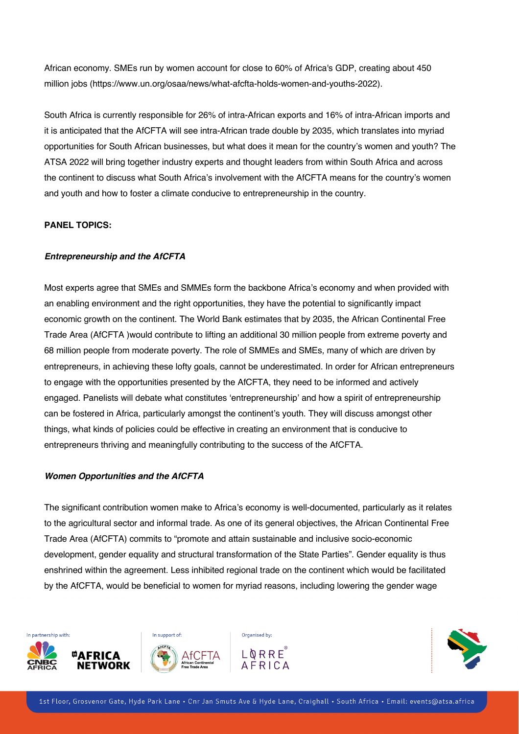African economy. SMEs run by women account for close to 60% of Africa's GDP, creating about 450 million jobs (https://www.un.org/osaa/news/what-afcfta-holds-women-and-youths-2022).

South Africa is currently responsible for 26% of intra-African exports and 16% of intra-African imports and it is anticipated that the AfCFTA will see intra-African trade double by 2035, which translates into myriad opportunities for South African businesses, but what does it mean for the country's women and youth? The ATSA 2022 will bring together industry experts and thought leaders from within South Africa and across the continent to discuss what South Africa's involvement with the AfCFTA means for the country's women and youth and how to foster a climate conducive to entrepreneurship in the country.

**PANEL TOPICS:**

***Entrepreneurship and the AfCFTA***

Most experts agree that SMEs and SMMEs form the backbone Africa's economy and when provided with an enabling environment and the right opportunities, they have the potential to significantly impact economic growth on the continent. The World Bank estimates that by 2035, the African Continental Free Trade Area (AfCFTA )would contribute to lifting an additional 30 million people from extreme poverty and 68 million people from moderate poverty. The role of SMMEs and SMEs, many of which are driven by entrepreneurs, in achieving these lofty goals, cannot be underestimated. In order for African entrepreneurs to engage with the opportunities presented by the AfCFTA, they need to be informed and actively engaged. Panelists will debate what constitutes 'entrepreneurship' and how a spirit of entrepreneurship can be fostered in Africa, particularly amongst the continent's youth. They will discuss amongst other things, what kinds of policies could be effective in creating an environment that is conducive to entrepreneurs thriving and meaningfully contributing to the success of the AfCFTA.

***Women Opportunities and the AfCFTA***

The significant contribution women make to Africa's economy is well-documented, particularly as it relates to the agricultural sector and informal trade. As one of its general objectives, the African Continental Free Trade Area (AfCFTA) commits to "promote and attain sustainable and inclusive socio-economic development, gender equality and structural transformation of the State Parties". Gender equality is thus enshrined within the agreement. Less inhibited regional trade on the continent which would be facilitated by the AfCFTA, would be beneficial to women for myriad reasons, including lowering the gender wage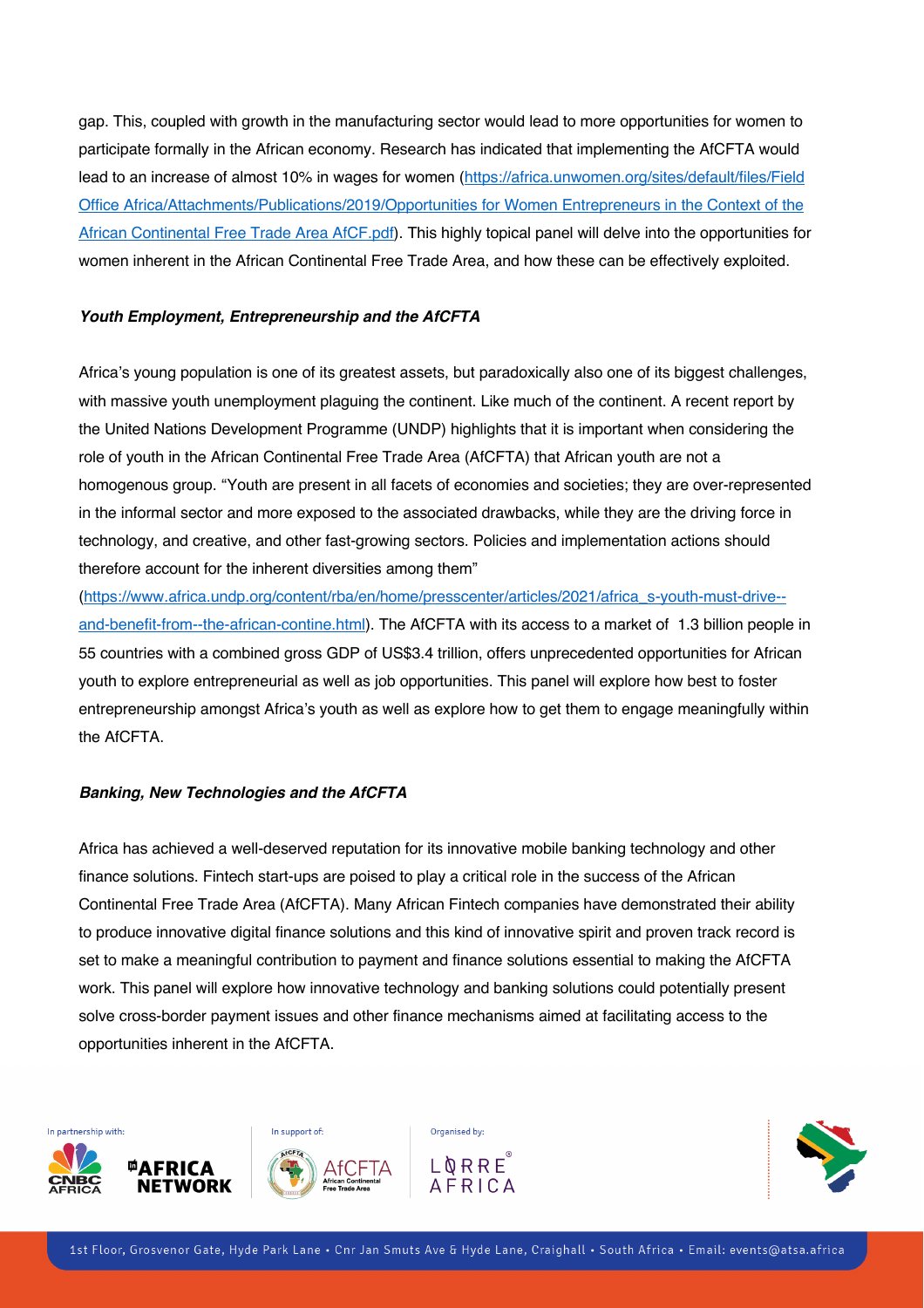gap. This, coupled with growth in the manufacturing sector would lead to more opportunities for women to participate formally in the African economy. Research has indicated that implementing the AfCFTA would lead to an increase of almost 10% in wages for women (https://africa.unwomen.org/sites/default/files/Field Office Africa/Attachments/Publications/2019/Opportunities for Women Entrepreneurs in the Context of the African Continental Free Trade Area AfCF.pdf). This highly topical panel will delve into the opportunities for women inherent in the African Continental Free Trade Area, and how these can be effectively exploited.

***Youth Employment, Entrepreneurship and the AfCFTA***

Africa's young population is one of its greatest assets, but paradoxically also one of its biggest challenges, with massive youth unemployment plaguing the continent. Like much of the continent. A recent report by the United Nations Development Programme (UNDP) highlights that it is important when considering the role of youth in the African Continental Free Trade Area (AfCFTA) that African youth are not a homogenous group. "Youth are present in all facets of economies and societies; they are over-represented in the informal sector and more exposed to the associated drawbacks, while they are the driving force in technology, and creative, and other fast-growing sectors. Policies and implementation actions should therefore account for the inherent diversities among them" (https://www.africa.undp.org/content/rba/en/home/presscenter/articles/2021/africa_s-youth-must-drive--and-benefit-from--the-african-contine.html). The AfCFTA with its access to a market of 1.3 billion people in 55 countries with a combined gross GDP of US$3.4 trillion, offers unprecedented opportunities for African youth to explore entrepreneurial as well as job opportunities. This panel will explore how best to foster entrepreneurship amongst Africa's youth as well as explore how to get them to engage meaningfully within the AfCFTA.

***Banking, New Technologies and the AfCFTA***

Africa has achieved a well-deserved reputation for its innovative mobile banking technology and other finance solutions. Fintech start-ups are poised to play a critical role in the success of the African Continental Free Trade Area (AfCFTA). Many African Fintech companies have demonstrated their ability to produce innovative digital finance solutions and this kind of innovative spirit and proven track record is set to make a meaningful contribution to payment and finance solutions essential to making the AfCFTA work. This panel will explore how innovative technology and banking solutions could potentially present solve cross-border payment issues and other finance mechanisms aimed at facilitating access to the opportunities inherent in the AfCFTA.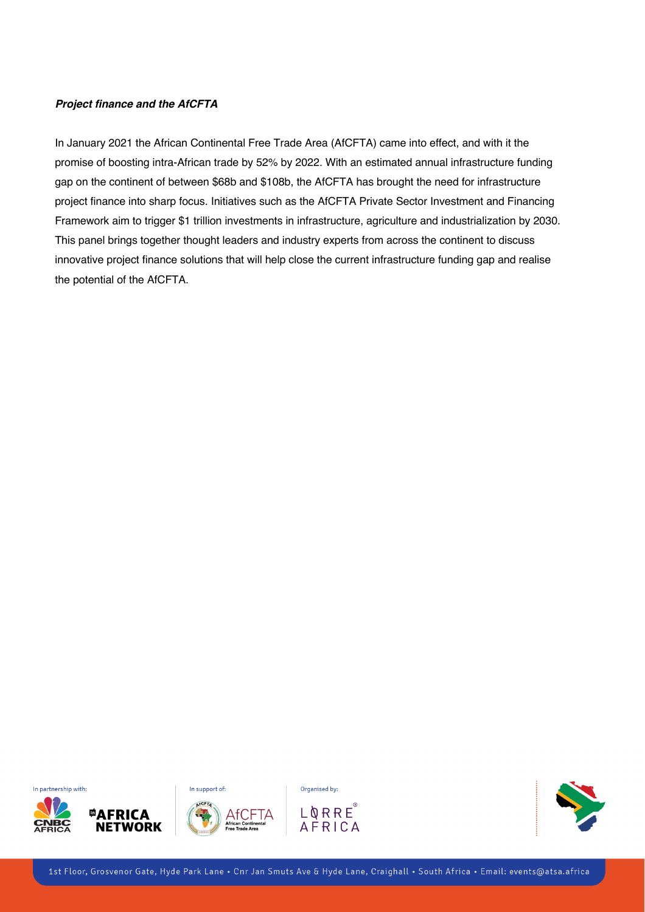***Project finance and the AfCFTA***

In January 2021 the African Continental Free Trade Area (AfCFTA) came into effect, and with it the promise of boosting intra-African trade by 52% by 2022. With an estimated annual infrastructure funding gap on the continent of between $68b and $108b, the AfCFTA has brought the need for infrastructure project finance into sharp focus. Initiatives such as the AfCFTA Private Sector Investment and Financing Framework aim to trigger $1 trillion investments in infrastructure, agriculture and industrialization by 2030. This panel brings together thought leaders and industry experts from across the continent to discuss innovative project finance solutions that will help close the current infrastructure funding gap and realise the potential of the AfCFTA.

In partnership with:

In support of:

Organised by:

1st Floor, Grosvenor Gate, Hyde Park Lane • Cnr Jan Smuts Ave & Hyde Lane, Craighall • South Africa • Email: events@atsa.africa